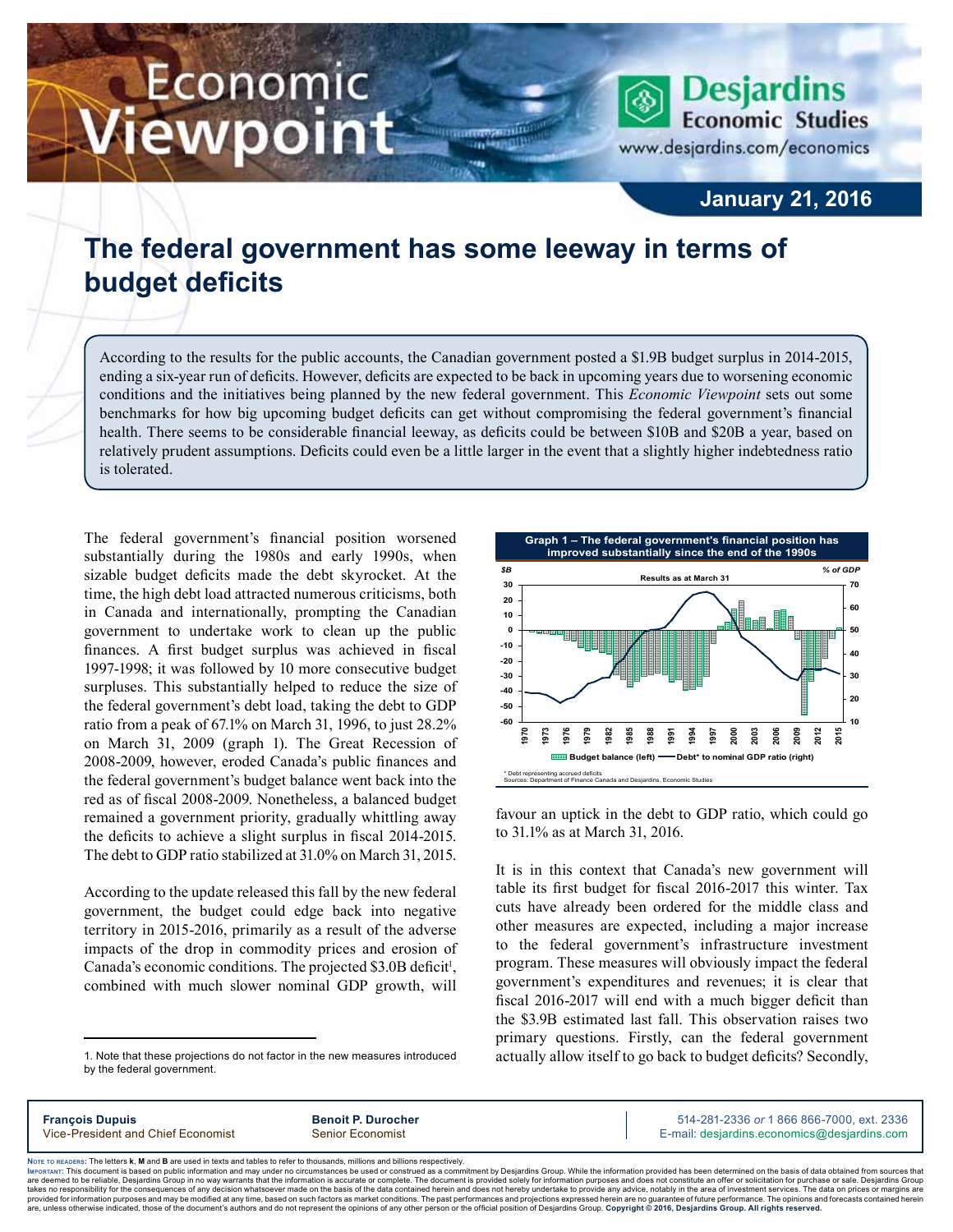Economic Viewpoint

Desjardins Economic Studies

www.desjardins.com/economics

**January 21, 2016**

# The federal government has some leeway in terms of budget deficits

According to the results for the public accounts, the Canadian government posted a $1.9B budget surplus in 2014-2015, ending a six-year run of deficits. However, deficits are expected to be back in upcoming years due to worsening economic conditions and the initiatives being planned by the new federal government. This *Economic Viewpoint* sets out some benchmarks for how big upcoming budget deficits can get without compromising the federal government's financial health. There seems to be considerable financial leeway, as deficits could be between $10B and $20B a year, based on relatively prudent assumptions. Deficits could even be a little larger in the event that a slightly higher indebtedness ratio is tolerated.

The federal government's financial position worsened substantially during the 1980s and early 1990s, when sizable budget deficits made the debt skyrocket. At the time, the high debt load attracted numerous criticisms, both in Canada and internationally, prompting the Canadian government to undertake work to clean up the public finances. A first budget surplus was achieved in fiscal 1997-1998; it was followed by 10 more consecutive budget surpluses. This substantially helped to reduce the size of the federal government's debt load, taking the debt to GDP ratio from a peak of 67.1% on March 31, 1996, to just 28.2% on March 31, 2009 (graph 1). The Great Recession of 2008-2009, however, eroded Canada's public finances and the federal government's budget balance went back into the red as of fiscal 2008-2009. Nonetheless, a balanced budget remained a government priority, gradually whittling away the deficits to achieve a slight surplus in fiscal 2014-2015. The debt to GDP ratio stabilized at 31.0% on March 31, 2015.

**Graph 1 – The federal government's financial position has improved substantially since the end of the 1990s**

Results as at March 31

Budget balance (left) — Debt* to nominal GDP ratio (right)

\* Debt representing accrued deficits
Sources: Department of Finance Canada and Desjardins, Economic Studies

According to the update released this fall by the new federal government, the budget could edge back into negative territory in 2015-2016, primarily as a result of the adverse impacts of the drop in commodity prices and erosion of Canada's economic conditions. The projected $3.0B deficit[1], combined with much slower nominal GDP growth, will favour an uptick in the debt to GDP ratio, which could go to 31.1% as at March 31, 2016.

It is in this context that Canada's new government will table its first budget for fiscal 2016-2017 this winter. Tax cuts have already been ordered for the middle class and other measures are expected, including a major increase to the federal government's infrastructure investment program. These measures will obviously impact the federal government's expenditures and revenues; it is clear that fiscal 2016-2017 will end with a much bigger deficit than the $3.9B estimated last fall. This observation raises two primary questions. Firstly, can the federal government actually allow itself to go back to budget deficits? Secondly,

1. Note that these projections do not factor in the new measures introduced by the federal government.

**François Dupuis**
Vice-President and Chief Economist

**Benoit P. Durocher**
Senior Economist

514-281-2336 *or* 1 866 866-7000, ext. 2336
E-mail: desjardins.economics@desjardins.com

Note to readers: The letters **k**, **M** and **B** are used in texts and tables to refer to thousands, millions and billions respectively.
Important: This document is based on public information and may under no circumstances be used or construed as a commitment by Desjardins Group. While the information provided has been determined on the basis of data obtained from sources that are deemed to be reliable, Desjardins Group in no way warrants that the information is accurate or complete. The document is provided solely for information purposes and does not constitute an offer or solicitation for purchase or sale. Desjardins Group takes no responsibility for the consequences of any decision whatsoever made on the basis of the data contained herein and does not hereby undertake to provide any advice, notably in the area of investment services. The data on prices or margins are provided for information purposes and may be modified at any time, based on such factors as market conditions. The past performances and projections expressed herein are no guarantee of future performance. The opinions and forecasts contained herein are, unless otherwise indicated, those of the document's authors and do not represent the opinions of any other person or the official position of Desjardins Group. **Copyright © 2016, Desjardins Group. All rights reserved.**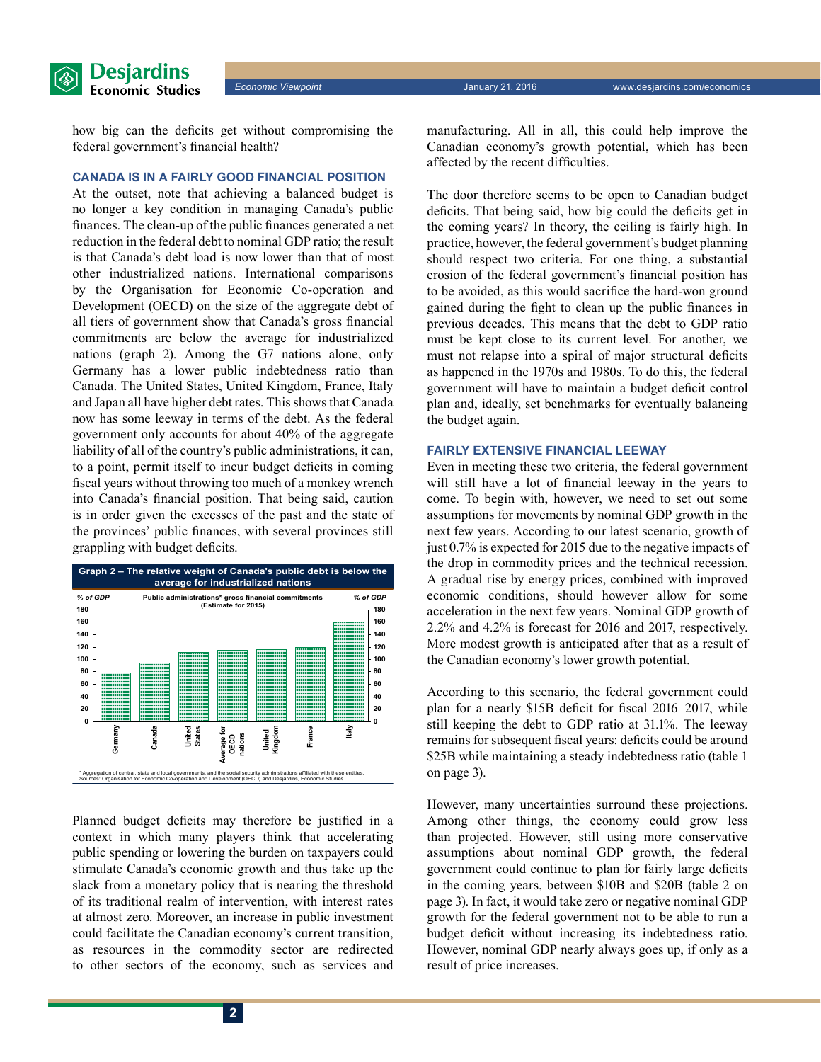how big can the deficits get without compromising the federal government's financial health?

### CANADA IS IN A FAIRLY GOOD FINANCIAL POSITION

At the outset, note that achieving a balanced budget is no longer a key condition in managing Canada's public finances. The clean-up of the public finances generated a net reduction in the federal debt to nominal GDP ratio; the result is that Canada's debt load is now lower than that of most other industrialized nations. International comparisons by the Organisation for Economic Co-operation and Development (OECD) on the size of the aggregate debt of all tiers of government show that Canada's gross financial commitments are below the average for industrialized nations (graph 2). Among the G7 nations alone, only Germany has a lower public indebtedness ratio than Canada. The United States, United Kingdom, France, Italy and Japan all have higher debt rates. This shows that Canada now has some leeway in terms of the debt. As the federal government only accounts for about 40% of the aggregate liability of all of the country's public administrations, it can, to a point, permit itself to incur budget deficits in coming fiscal years without throwing too much of a monkey wrench into Canada's financial position. That being said, caution is in order given the excesses of the past and the state of the provinces' public finances, with several provinces still grappling with budget deficits.

**Graph 2 – The relative weight of Canada's public debt is below the average for industrialized nations**

Public administrations* gross financial commitments (Estimate for 2015) — % of GDP

Germany, Canada, United States, Average for OECD nations, United Kingdom, France, Italy

* Aggregation of central, state and local governments, and the social security administrations affiliated with these entities.
Sources: Organisation for Economic Co-operation and Development (OECD) and Desjardins, Economic Studies

Planned budget deficits may therefore be justified in a context in which many players think that accelerating public spending or lowering the burden on taxpayers could stimulate Canada's economic growth and thus take up the slack from a monetary policy that is nearing the threshold of its traditional realm of intervention, with interest rates at almost zero. Moreover, an increase in public investment could facilitate the Canadian economy's current transition, as resources in the commodity sector are redirected to other sectors of the economy, such as services and manufacturing. All in all, this could help improve the Canadian economy's growth potential, which has been affected by the recent difficulties.

The door therefore seems to be open to Canadian budget deficits. That being said, how big could the deficits get in the coming years? In theory, the ceiling is fairly high. In practice, however, the federal government's budget planning should respect two criteria. For one thing, a substantial erosion of the federal government's financial position has to be avoided, as this would sacrifice the hard-won ground gained during the fight to clean up the public finances in previous decades. This means that the debt to GDP ratio must be kept close to its current level. For another, we must not relapse into a spiral of major structural deficits as happened in the 1970s and 1980s. To do this, the federal government will have to maintain a budget deficit control plan and, ideally, set benchmarks for eventually balancing the budget again.

### FAIRLY EXTENSIVE FINANCIAL LEEWAY

Even in meeting these two criteria, the federal government will still have a lot of financial leeway in the years to come. To begin with, however, we need to set out some assumptions for movements by nominal GDP growth in the next few years. According to our latest scenario, growth of just 0.7% is expected for 2015 due to the negative impacts of the drop in commodity prices and the technical recession. A gradual rise by energy prices, combined with improved economic conditions, should however allow for some acceleration in the next few years. Nominal GDP growth of 2.2% and 4.2% is forecast for 2016 and 2017, respectively. More modest growth is anticipated after that as a result of the Canadian economy's lower growth potential.

According to this scenario, the federal government could plan for a nearly $15B deficit for fiscal 2016–2017, while still keeping the debt to GDP ratio at 31.1%. The leeway remains for subsequent fiscal years: deficits could be around $25B while maintaining a steady indebtedness ratio (table 1 on page 3).

However, many uncertainties surround these projections. Among other things, the economy could grow less than projected. However, still using more conservative assumptions about nominal GDP growth, the federal government could continue to plan for fairly large deficits in the coming years, between $10B and $20B (table 2 on page 3). In fact, it would take zero or negative nominal GDP growth for the federal government not to be able to run a budget deficit without increasing its indebtedness ratio. However, nominal GDP nearly always goes up, if only as a result of price increases.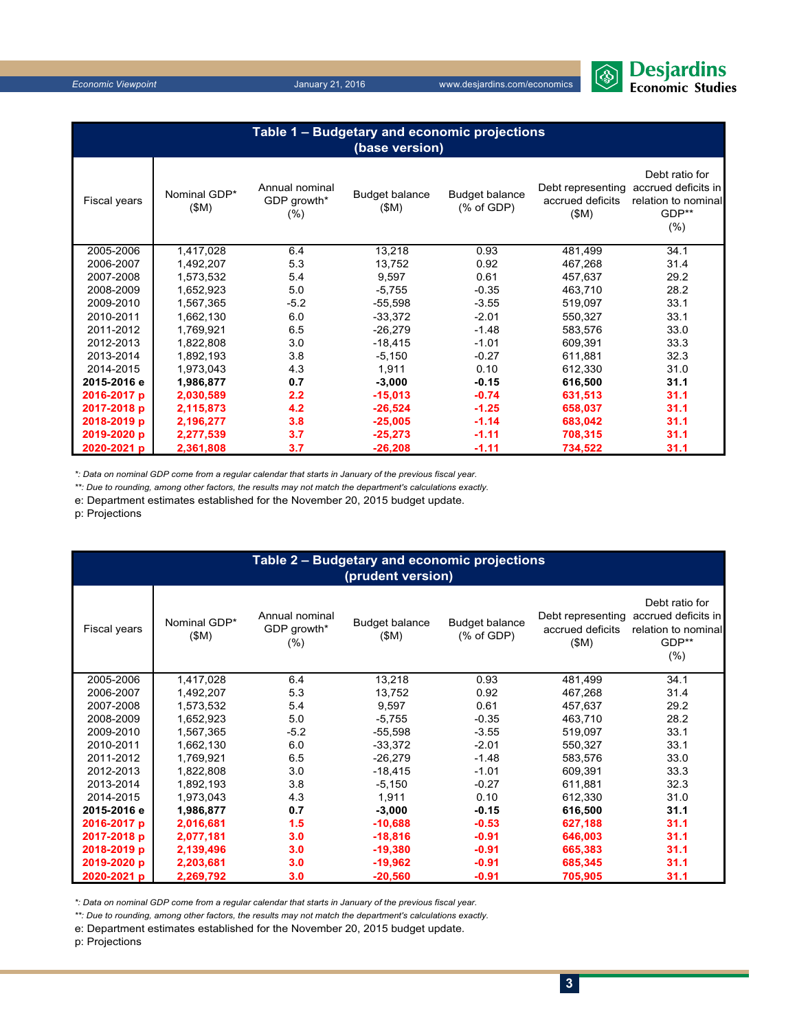| Table 1 – Budgetary and economic projections (base version) | | | | | | |
|---|---|---|---|---|---|---|
| Fiscal years | Nominal GDP* ($M) | Annual nominal GDP growth* (%) | Budget balance ($M) | Budget balance (% of GDP) | Debt representing accrued deficits ($M) | Debt ratio for accrued deficits in relation to nominal GDP** (%) |
| 2005-2006 | 1,417,028 | 6.4 | 13,218 | 0.93 | 481,499 | 34.1 |
| 2006-2007 | 1,492,207 | 5.3 | 13,752 | 0.92 | 467,268 | 31.4 |
| 2007-2008 | 1,573,532 | 5.4 | 9,597 | 0.61 | 457,637 | 29.2 |
| 2008-2009 | 1,652,923 | 5.0 | -5,755 | -0.35 | 463,710 | 28.2 |
| 2009-2010 | 1,567,365 | -5.2 | -55,598 | -3.55 | 519,097 | 33.1 |
| 2010-2011 | 1,662,130 | 6.0 | -33,372 | -2.01 | 550,327 | 33.1 |
| 2011-2012 | 1,769,921 | 6.5 | -26,279 | -1.48 | 583,576 | 33.0 |
| 2012-2013 | 1,822,808 | 3.0 | -18,415 | -1.01 | 609,391 | 33.3 |
| 2013-2014 | 1,892,193 | 3.8 | -5,150 | -0.27 | 611,881 | 32.3 |
| 2014-2015 | 1,973,043 | 4.3 | 1,911 | 0.10 | 612,330 | 31.0 |
| **2015-2016 e** | **1,986,877** | **0.7** | **-3,000** | **-0.15** | **616,500** | **31.1** |
| **2016-2017 p** | **2,030,589** | **2.2** | **-15,013** | **-0.74** | **631,513** | **31.1** |
| **2017-2018 p** | **2,115,873** | **4.2** | **-26,524** | **-1.25** | **658,037** | **31.1** |
| **2018-2019 p** | **2,196,277** | **3.8** | **-25,005** | **-1.14** | **683,042** | **31.1** |
| **2019-2020 p** | **2,277,539** | **3.7** | **-25,273** | **-1.11** | **708,315** | **31.1** |
| **2020-2021 p** | **2,361,808** | **3.7** | **-26,208** | **-1.11** | **734,522** | **31.1** |

*\*: Data on nominal GDP come from a regular calendar that starts in January of the previous fiscal year.*

*\*\*: Due to rounding, among other factors, the results may not match the department's calculations exactly.*

e: Department estimates established for the November 20, 2015 budget update.

p: Projections

| Table 2 – Budgetary and economic projections (prudent version) | | | | | | |
|---|---|---|---|---|---|---|
| Fiscal years | Nominal GDP* ($M) | Annual nominal GDP growth* (%) | Budget balance ($M) | Budget balance (% of GDP) | Debt representing accrued deficits ($M) | Debt ratio for accrued deficits in relation to nominal GDP** (%) |
| 2005-2006 | 1,417,028 | 6.4 | 13,218 | 0.93 | 481,499 | 34.1 |
| 2006-2007 | 1,492,207 | 5.3 | 13,752 | 0.92 | 467,268 | 31.4 |
| 2007-2008 | 1,573,532 | 5.4 | 9,597 | 0.61 | 457,637 | 29.2 |
| 2008-2009 | 1,652,923 | 5.0 | -5,755 | -0.35 | 463,710 | 28.2 |
| 2009-2010 | 1,567,365 | -5.2 | -55,598 | -3.55 | 519,097 | 33.1 |
| 2010-2011 | 1,662,130 | 6.0 | -33,372 | -2.01 | 550,327 | 33.1 |
| 2011-2012 | 1,769,921 | 6.5 | -26,279 | -1.48 | 583,576 | 33.0 |
| 2012-2013 | 1,822,808 | 3.0 | -18,415 | -1.01 | 609,391 | 33.3 |
| 2013-2014 | 1,892,193 | 3.8 | -5,150 | -0.27 | 611,881 | 32.3 |
| 2014-2015 | 1,973,043 | 4.3 | 1,911 | 0.10 | 612,330 | 31.0 |
| **2015-2016 e** | **1,986,877** | **0.7** | **-3,000** | **-0.15** | **616,500** | **31.1** |
| **2016-2017 p** | **2,016,681** | **1.5** | **-10,688** | **-0.53** | **627,188** | **31.1** |
| **2017-2018 p** | **2,077,181** | **3.0** | **-18,816** | **-0.91** | **646,003** | **31.1** |
| **2018-2019 p** | **2,139,496** | **3.0** | **-19,380** | **-0.91** | **665,383** | **31.1** |
| **2019-2020 p** | **2,203,681** | **3.0** | **-19,962** | **-0.91** | **685,345** | **31.1** |
| **2020-2021 p** | **2,269,792** | **3.0** | **-20,560** | **-0.91** | **705,905** | **31.1** |

*\*: Data on nominal GDP come from a regular calendar that starts in January of the previous fiscal year.*

*\*\*: Due to rounding, among other factors, the results may not match the department's calculations exactly.*

e: Department estimates established for the November 20, 2015 budget update.

p: Projections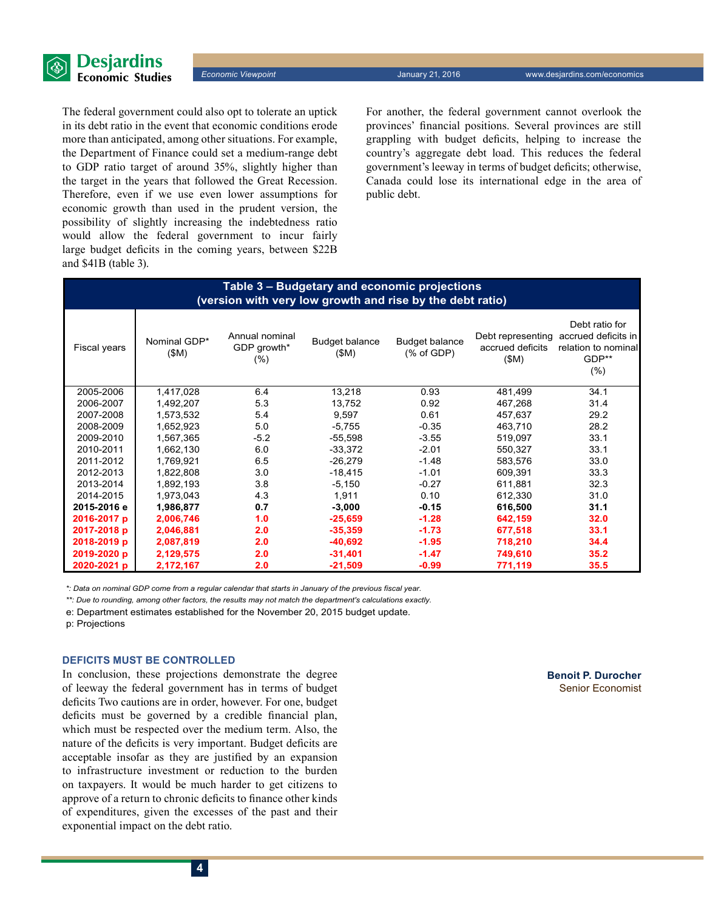The federal government could also opt to tolerate an uptick in its debt ratio in the event that economic conditions erode more than anticipated, among other situations. For example, the Department of Finance could set a medium-range debt to GDP ratio target of around 35%, slightly higher than the target in the years that followed the Great Recession. Therefore, even if we use even lower assumptions for economic growth than used in the prudent version, the possibility of slightly increasing the indebtedness ratio would allow the federal government to incur fairly large budget deficits in the coming years, between \$22B and \$41B (table 3).

For another, the federal government cannot overlook the provinces' financial positions. Several provinces are still grappling with budget deficits, helping to increase the country's aggregate debt load. This reduces the federal government's leeway in terms of budget deficits; otherwise, Canada could lose its international edge in the area of public debt.

**Table 3 – Budgetary and economic projections (version with very low growth and rise by the debt ratio)**

| Fiscal years | Nominal GDP* (\$M) | Annual nominal GDP growth* (%) | Budget balance (\$M) | Budget balance (% of GDP) | Debt representing accrued deficits (\$M) | Debt ratio for accrued deficits in relation to nominal GDP** (%) |
|---|---|---|---|---|---|---|
| 2005-2006 | 1,417,028 | 6.4 | 13,218 | 0.93 | 481,499 | 34.1 |
| 2006-2007 | 1,492,207 | 5.3 | 13,752 | 0.92 | 467,268 | 31.4 |
| 2007-2008 | 1,573,532 | 5.4 | 9,597 | 0.61 | 457,637 | 29.2 |
| 2008-2009 | 1,652,923 | 5.0 | -5,755 | -0.35 | 463,710 | 28.2 |
| 2009-2010 | 1,567,365 | -5.2 | -55,598 | -3.55 | 519,097 | 33.1 |
| 2010-2011 | 1,662,130 | 6.0 | -33,372 | -2.01 | 550,327 | 33.1 |
| 2011-2012 | 1,769,921 | 6.5 | -26,279 | -1.48 | 583,576 | 33.0 |
| 2012-2013 | 1,822,808 | 3.0 | -18,415 | -1.01 | 609,391 | 33.3 |
| 2013-2014 | 1,892,193 | 3.8 | -5,150 | -0.27 | 611,881 | 32.3 |
| 2014-2015 | 1,973,043 | 4.3 | 1,911 | 0.10 | 612,330 | 31.0 |
| **2015-2016 e** | **1,986,877** | **0.7** | **-3,000** | **-0.15** | **616,500** | **31.1** |
| **2016-2017 p** | **2,006,746** | **1.0** | **-25,659** | **-1.28** | **642,159** | **32.0** |
| **2017-2018 p** | **2,046,881** | **2.0** | **-35,359** | **-1.73** | **677,518** | **33.1** |
| **2018-2019 p** | **2,087,819** | **2.0** | **-40,692** | **-1.95** | **718,210** | **34.4** |
| **2019-2020 p** | **2,129,575** | **2.0** | **-31,401** | **-1.47** | **749,610** | **35.2** |
| **2020-2021 p** | **2,172,167** | **2.0** | **-21,509** | **-0.99** | **771,119** | **35.5** |

*\*: Data on nominal GDP come from a regular calendar that starts in January of the previous fiscal year.*

*\*\*: Due to rounding, among other factors, the results may not match the department's calculations exactly.*

e: Department estimates established for the November 20, 2015 budget update.

p: Projections

### DEFICITS MUST BE CONTROLLED

In conclusion, these projections demonstrate the degree of leeway the federal government has in terms of budget deficits Two cautions are in order, however. For one, budget deficits must be governed by a credible financial plan, which must be respected over the medium term. Also, the nature of the deficits is very important. Budget deficits are acceptable insofar as they are justified by an expansion to infrastructure investment or reduction to the burden on taxpayers. It would be much harder to get citizens to approve of a return to chronic deficits to finance other kinds of expenditures, given the excesses of the past and their exponential impact on the debt ratio.

**Benoit P. Durocher**
Senior Economist